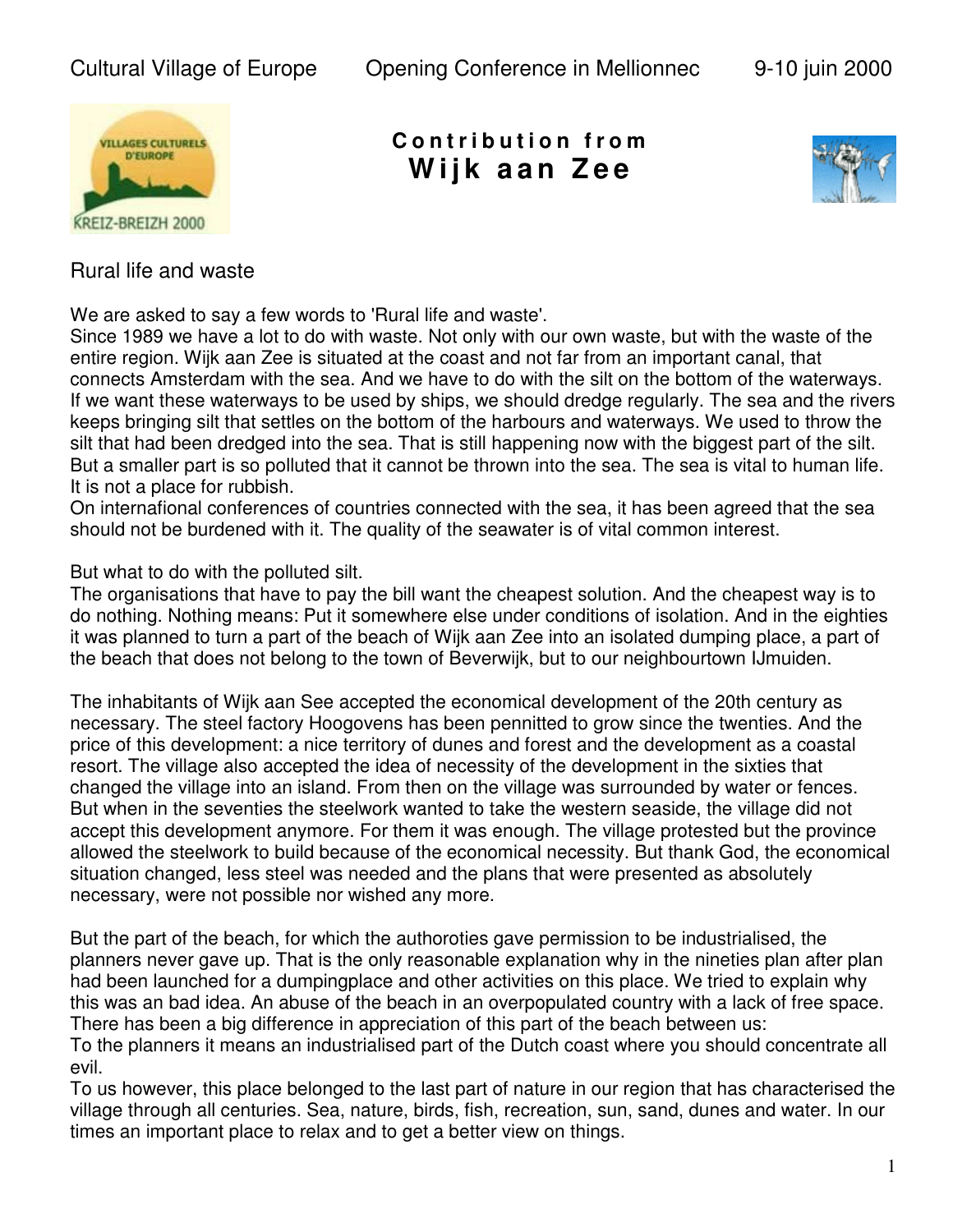## Contribution from
# Wijk aan Zee

### Rural life and waste

We are asked to say a few words to 'Rural life and waste'.
Since 1989 we have a lot to do with waste. Not only with our own waste, but with the waste of the entire region. Wijk aan Zee is situated at the coast and not far from an important canal, that connects Amsterdam with the sea. And we have to do with the silt on the bottom of the waterways. If we want these waterways to be used by ships, we should dredge regularly. The sea and the rivers keeps bringing silt that settles on the bottom of the harbours and waterways. We used to throw the silt that had been dredged into the sea. That is still happening now with the biggest part of the silt. But a smaller part is so polluted that it cannot be thrown into the sea. The sea is vital to human life. It is not a place for rubbish.
On internafional conferences of countries connected with the sea, it has been agreed that the sea should not be burdened with it. The quality of the seawater is of vital common interest.

But what to do with the polluted silt.
The organisations that have to pay the bill want the cheapest solution. And the cheapest way is to do nothing. Nothing means: Put it somewhere else under conditions of isolation. And in the eighties it was planned to turn a part of the beach of Wijk aan Zee into an isolated dumping place, a part of the beach that does not belong to the town of Beverwijk, but to our neighbourtown IJmuiden.

The inhabitants of Wijk aan See accepted the economical development of the 20th century as necessary. The steel factory Hoogovens has been pennitted to grow since the twenties. And the price of this development: a nice territory of dunes and forest and the development as a coastal resort. The village also accepted the idea of necessity of the development in the sixties that changed the village into an island. From then on the village was surrounded by water or fences. But when in the seventies the steelwork wanted to take the western seaside, the village did not accept this development anymore. For them it was enough. The village protested but the province allowed the steelwork to build because of the economical necessity. But thank God, the economical situation changed, less steel was needed and the plans that were presented as absolutely necessary, were not possible nor wished any more.

But the part of the beach, for which the authoroties gave permission to be industrialised, the planners never gave up. That is the only reasonable explanation why in the nineties plan after plan had been launched for a dumpingplace and other activities on this place. We tried to explain why this was an bad idea. An abuse of the beach in an overpopulated country with a lack of free space. There has been a big difference in appreciation of this part of the beach between us:
To the planners it means an industrialised part of the Dutch coast where you should concentrate all evil.
To us however, this place belonged to the last part of nature in our region that has characterised the village through all centuries. Sea, nature, birds, fish, recreation, sun, sand, dunes and water. In our times an important place to relax and to get a better view on things.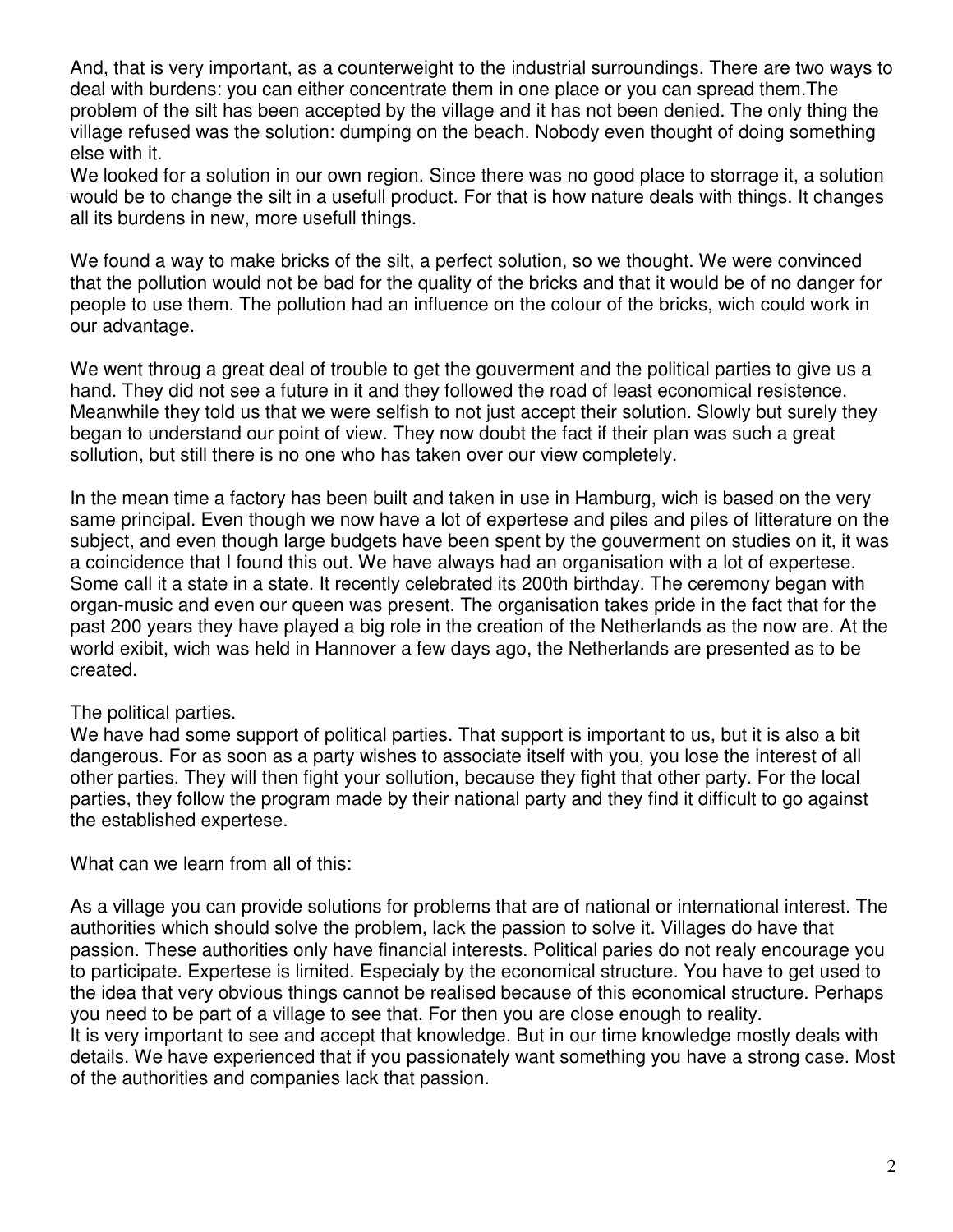And, that is very important, as a counterweight to the industrial surroundings. There are two ways to deal with burdens: you can either concentrate them in one place or you can spread them.The problem of the silt has been accepted by the village and it has not been denied. The only thing the village refused was the solution: dumping on the beach. Nobody even thought of doing something else with it.
We looked for a solution in our own region. Since there was no good place to storrage it, a solution would be to change the silt in a usefull product. For that is how nature deals with things. It changes all its burdens in new, more usefull things.

We found a way to make bricks of the silt, a perfect solution, so we thought. We were convinced that the pollution would not be bad for the quality of the bricks and that it would be of no danger for people to use them. The pollution had an influence on the colour of the bricks, wich could work in our advantage.

We went throug a great deal of trouble to get the gouverment and the political parties to give us a hand. They did not see a future in it and they followed the road of least economical resistence. Meanwhile they told us that we were selfish to not just accept their solution. Slowly but surely they began to understand our point of view. They now doubt the fact if their plan was such a great sollution, but still there is no one who has taken over our view completely.

In the mean time a factory has been built and taken in use in Hamburg, wich is based on the very same principal. Even though we now have a lot of expertese and piles and piles of litterature on the subject, and even though large budgets have been spent by the gouverment on studies on it, it was a coincidence that I found this out. We have always had an organisation with a lot of expertese. Some call it a state in a state. It recently celebrated its 200th birthday. The ceremony began with organ-music and even our queen was present. The organisation takes pride in the fact that for the past 200 years they have played a big role in the creation of the Netherlands as the now are. At the world exibit, wich was held in Hannover a few days ago, the Netherlands are presented as to be created.

The political parties.
We have had some support of political parties. That support is important to us, but it is also a bit dangerous. For as soon as a party wishes to associate itself with you, you lose the interest of all other parties. They will then fight your sollution, because they fight that other party. For the local parties, they follow the program made by their national party and they find it difficult to go against the established expertese.

What can we learn from all of this:

As a village you can provide solutions for problems that are of national or international interest. The authorities which should solve the problem, lack the passion to solve it. Villages do have that passion. These authorities only have financial interests. Political paries do not realy encourage you to participate. Expertese is limited. Especialy by the economical structure. You have to get used to the idea that very obvious things cannot be realised because of this economical structure. Perhaps you need to be part of a village to see that. For then you are close enough to reality.
It is very important to see and accept that knowledge. But in our time knowledge mostly deals with details. We have experienced that if you passionately want something you have a strong case. Most of the authorities and companies lack that passion.